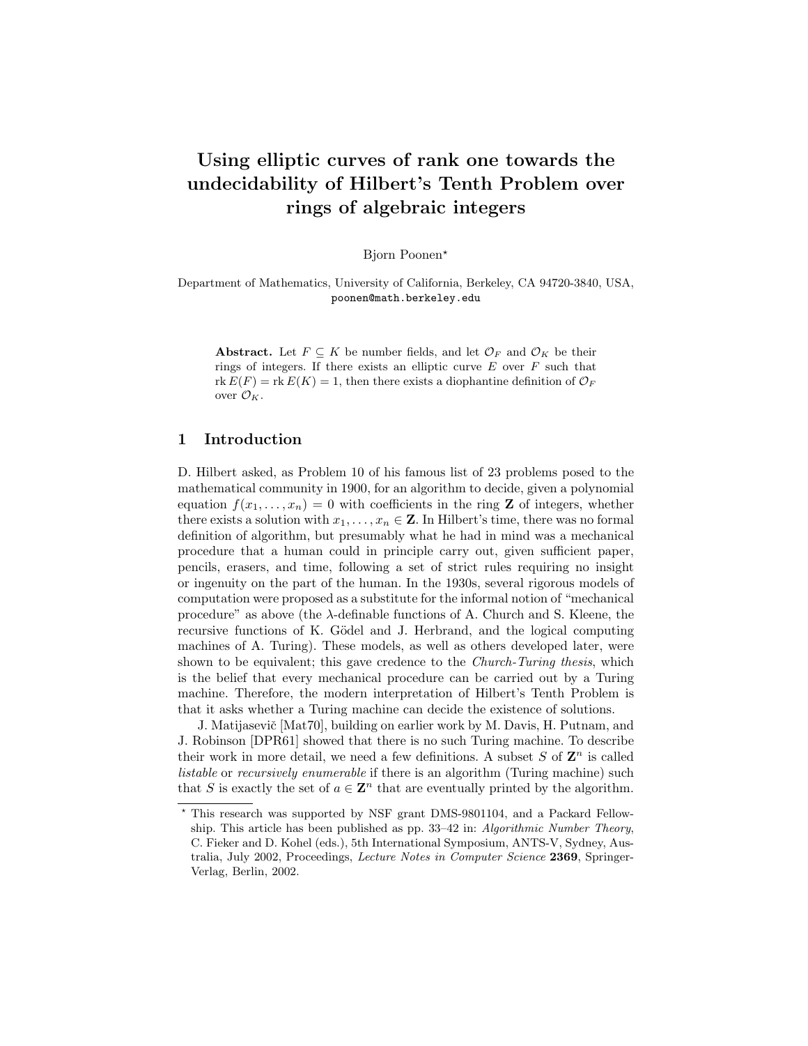# Using elliptic curves of rank one towards the undecidability of Hilbert's Tenth Problem over rings of algebraic integers

Bjorn Poonen*

Department of Mathematics, University of California, Berkeley, CA 94720-3840, USA,
poonen@math.berkeley.edu

**Abstract.** Let $F \subseteq K$ be number fields, and let $\mathcal{O}_F$ and $\mathcal{O}_K$ be their rings of integers. If there exists an elliptic curve $E$ over $F$ such that $\operatorname{rk} E(F) = \operatorname{rk} E(K) = 1$, then there exists a diophantine definition of $\mathcal{O}_F$ over $\mathcal{O}_K$.

## 1 Introduction

D. Hilbert asked, as Problem 10 of his famous list of 23 problems posed to the mathematical community in 1900, for an algorithm to decide, given a polynomial equation $f(x_1, \ldots, x_n) = 0$ with coefficients in the ring $\mathbf{Z}$ of integers, whether there exists a solution with $x_1, \ldots, x_n \in \mathbf{Z}$. In Hilbert's time, there was no formal definition of algorithm, but presumably what he had in mind was a mechanical procedure that a human could in principle carry out, given sufficient paper, pencils, erasers, and time, following a set of strict rules requiring no insight or ingenuity on the part of the human. In the 1930s, several rigorous models of computation were proposed as a substitute for the informal notion of "mechanical procedure" as above (the $\lambda$-definable functions of A. Church and S. Kleene, the recursive functions of K. Gödel and J. Herbrand, and the logical computing machines of A. Turing). These models, as well as others developed later, were shown to be equivalent; this gave credence to the *Church-Turing thesis*, which is the belief that every mechanical procedure can be carried out by a Turing machine. Therefore, the modern interpretation of Hilbert's Tenth Problem is that it asks whether a Turing machine can decide the existence of solutions.

J. Matijasevič [Mat70], building on earlier work by M. Davis, H. Putnam, and J. Robinson [DPR61] showed that there is no such Turing machine. To describe their work in more detail, we need a few definitions. A subset $S$ of $\mathbf{Z}^n$ is called *listable* or *recursively enumerable* if there is an algorithm (Turing machine) such that $S$ is exactly the set of $a \in \mathbf{Z}^n$ that are eventually printed by the algorithm.

---

* This research was supported by NSF grant DMS-9801104, and a Packard Fellowship. This article has been published as pp. 33–42 in: *Algorithmic Number Theory*, C. Fieker and D. Kohel (eds.), 5th International Symposium, ANTS-V, Sydney, Australia, July 2002, Proceedings, *Lecture Notes in Computer Science* **2369**, Springer-Verlag, Berlin, 2002.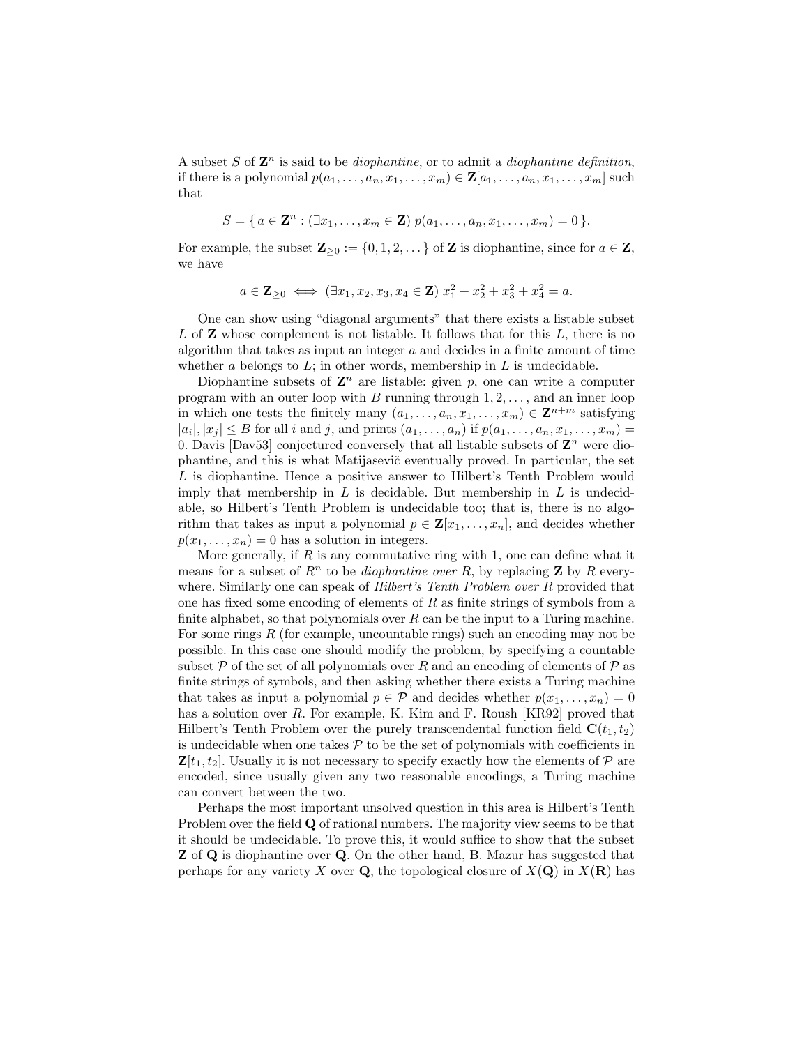A subset $S$ of $\mathbf{Z}^n$ is said to be *diophantine*, or to admit a *diophantine definition*, if there is a polynomial $p(a_1, \ldots, a_n, x_1, \ldots, x_m) \in \mathbf{Z}[a_1, \ldots, a_n, x_1, \ldots, x_m]$ such that

$$S = \{\, a \in \mathbf{Z}^n : (\exists x_1, \ldots, x_m \in \mathbf{Z})\ p(a_1, \ldots, a_n, x_1, \ldots, x_m) = 0 \,\}.$$

For example, the subset $\mathbf{Z}_{\geq 0} := \{0, 1, 2, \ldots\}$ of $\mathbf{Z}$ is diophantine, since for $a \in \mathbf{Z}$, we have

$$a \in \mathbf{Z}_{\geq 0} \iff (\exists x_1, x_2, x_3, x_4 \in \mathbf{Z})\ x_1^2 + x_2^2 + x_3^2 + x_4^2 = a.$$

One can show using "diagonal arguments" that there exists a listable subset $L$ of $\mathbf{Z}$ whose complement is not listable. It follows that for this $L$, there is no algorithm that takes as input an integer $a$ and decides in a finite amount of time whether $a$ belongs to $L$; in other words, membership in $L$ is undecidable.

Diophantine subsets of $\mathbf{Z}^n$ are listable: given $p$, one can write a computer program with an outer loop with $B$ running through $1, 2, \ldots$, and an inner loop in which one tests the finitely many $(a_1, \ldots, a_n, x_1, \ldots, x_m) \in \mathbf{Z}^{n+m}$ satisfying $|a_i|, |x_j| \leq B$ for all $i$ and $j$, and prints $(a_1, \ldots, a_n)$ if $p(a_1, \ldots, a_n, x_1, \ldots, x_m) = 0$. Davis [Dav53] conjectured conversely that all listable subsets of $\mathbf{Z}^n$ were diophantine, and this is what Matijasevič eventually proved. In particular, the set $L$ is diophantine. Hence a positive answer to Hilbert's Tenth Problem would imply that membership in $L$ is decidable. But membership in $L$ is undecidable, so Hilbert's Tenth Problem is undecidable too; that is, there is no algorithm that takes as input a polynomial $p \in \mathbf{Z}[x_1, \ldots, x_n]$, and decides whether $p(x_1, \ldots, x_n) = 0$ has a solution in integers.

More generally, if $R$ is any commutative ring with 1, one can define what it means for a subset of $R^n$ to be *diophantine over* $R$, by replacing $\mathbf{Z}$ by $R$ everywhere. Similarly one can speak of *Hilbert's Tenth Problem over* $R$ provided that one has fixed some encoding of elements of $R$ as finite strings of symbols from a finite alphabet, so that polynomials over $R$ can be the input to a Turing machine. For some rings $R$ (for example, uncountable rings) such an encoding may not be possible. In this case one should modify the problem, by specifying a countable subset $\mathcal{P}$ of the set of all polynomials over $R$ and an encoding of elements of $\mathcal{P}$ as finite strings of symbols, and then asking whether there exists a Turing machine that takes as input a polynomial $p \in \mathcal{P}$ and decides whether $p(x_1, \ldots, x_n) = 0$ has a solution over $R$. For example, K. Kim and F. Roush [KR92] proved that Hilbert's Tenth Problem over the purely transcendental function field $\mathbf{C}(t_1, t_2)$ is undecidable when one takes $\mathcal{P}$ to be the set of polynomials with coefficients in $\mathbf{Z}[t_1, t_2]$. Usually it is not necessary to specify exactly how the elements of $\mathcal{P}$ are encoded, since usually given any two reasonable encodings, a Turing machine can convert between the two.

Perhaps the most important unsolved question in this area is Hilbert's Tenth Problem over the field $\mathbf{Q}$ of rational numbers. The majority view seems to be that it should be undecidable. To prove this, it would suffice to show that the subset $\mathbf{Z}$ of $\mathbf{Q}$ is diophantine over $\mathbf{Q}$. On the other hand, B. Mazur has suggested that perhaps for any variety $X$ over $\mathbf{Q}$, the topological closure of $X(\mathbf{Q})$ in $X(\mathbf{R})$ has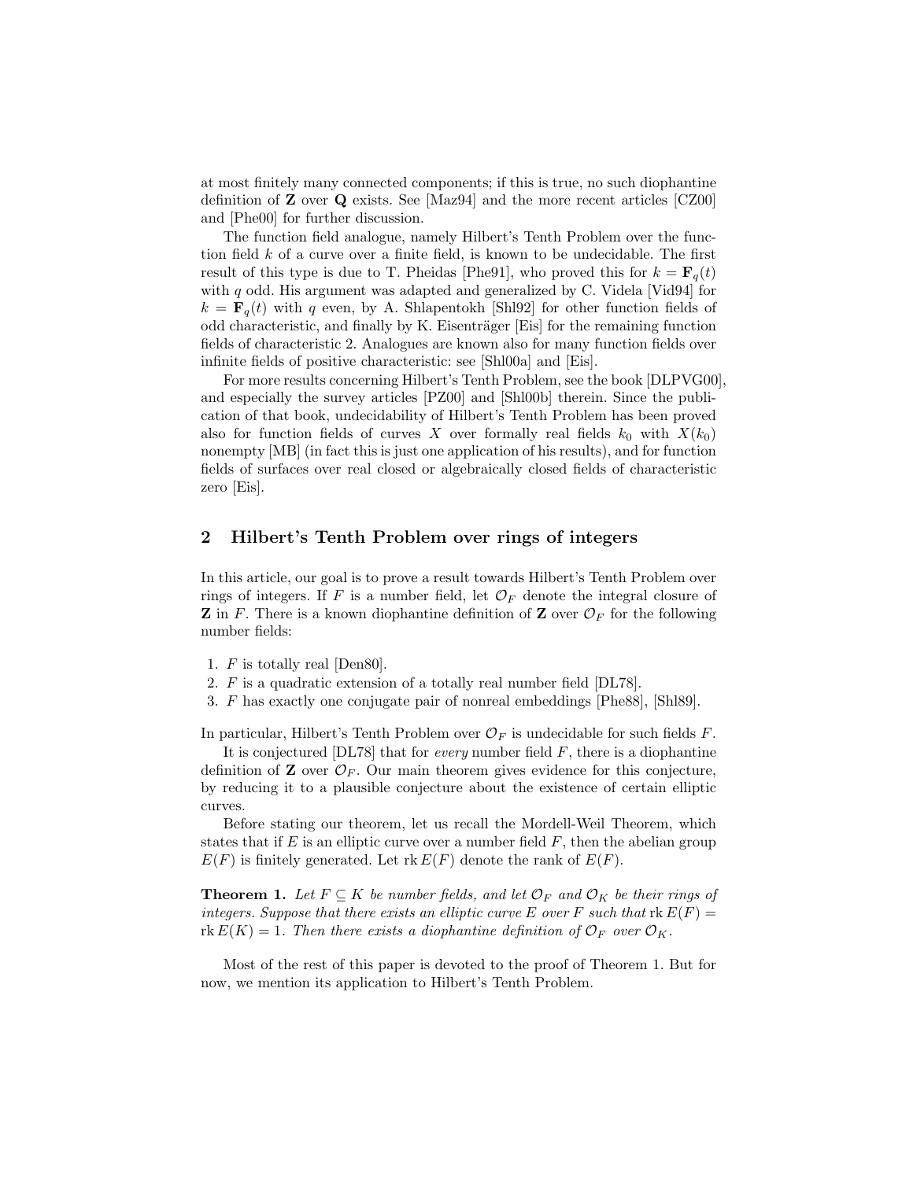at most finitely many connected components; if this is true, no such diophantine definition of $\mathbf{Z}$ over $\mathbf{Q}$ exists. See [Maz94] and the more recent articles [CZ00] and [Phe00] for further discussion.

The function field analogue, namely Hilbert's Tenth Problem over the function field $k$ of a curve over a finite field, is known to be undecidable. The first result of this type is due to T. Pheidas [Phe91], who proved this for $k = \mathbf{F}_q(t)$ with $q$ odd. His argument was adapted and generalized by C. Videla [Vid94] for $k = \mathbf{F}_q(t)$ with $q$ even, by A. Shlapentokh [Shl92] for other function fields of odd characteristic, and finally by K. Eisenträger [Eis] for the remaining function fields of characteristic 2. Analogues are known also for many function fields over infinite fields of positive characteristic: see [Shl00a] and [Eis].

For more results concerning Hilbert's Tenth Problem, see the book [DLPVG00], and especially the survey articles [PZ00] and [Shl00b] therein. Since the publication of that book, undecidability of Hilbert's Tenth Problem has been proved also for function fields of curves $X$ over formally real fields $k_0$ with $X(k_0)$ nonempty [MB] (in fact this is just one application of his results), and for function fields of surfaces over real closed or algebraically closed fields of characteristic zero [Eis].

## 2 Hilbert's Tenth Problem over rings of integers

In this article, our goal is to prove a result towards Hilbert's Tenth Problem over rings of integers. If $F$ is a number field, let $\mathcal{O}_F$ denote the integral closure of $\mathbf{Z}$ in $F$. There is a known diophantine definition of $\mathbf{Z}$ over $\mathcal{O}_F$ for the following number fields:

1. $F$ is totally real [Den80].
2. $F$ is a quadratic extension of a totally real number field [DL78].
3. $F$ has exactly one conjugate pair of nonreal embeddings [Phe88], [Shl89].

In particular, Hilbert's Tenth Problem over $\mathcal{O}_F$ is undecidable for such fields $F$.

It is conjectured [DL78] that for *every* number field $F$, there is a diophantine definition of $\mathbf{Z}$ over $\mathcal{O}_F$. Our main theorem gives evidence for this conjecture, by reducing it to a plausible conjecture about the existence of certain elliptic curves.

Before stating our theorem, let us recall the Mordell-Weil Theorem, which states that if $E$ is an elliptic curve over a number field $F$, then the abelian group $E(F)$ is finitely generated. Let $\operatorname{rk} E(F)$ denote the rank of $E(F)$.

**Theorem 1.** *Let $F \subseteq K$ be number fields, and let $\mathcal{O}_F$ and $\mathcal{O}_K$ be their rings of integers. Suppose that there exists an elliptic curve $E$ over $F$ such that $\operatorname{rk} E(F) = \operatorname{rk} E(K) = 1$. Then there exists a diophantine definition of $\mathcal{O}_F$ over $\mathcal{O}_K$.*

Most of the rest of this paper is devoted to the proof of Theorem 1. But for now, we mention its application to Hilbert's Tenth Problem.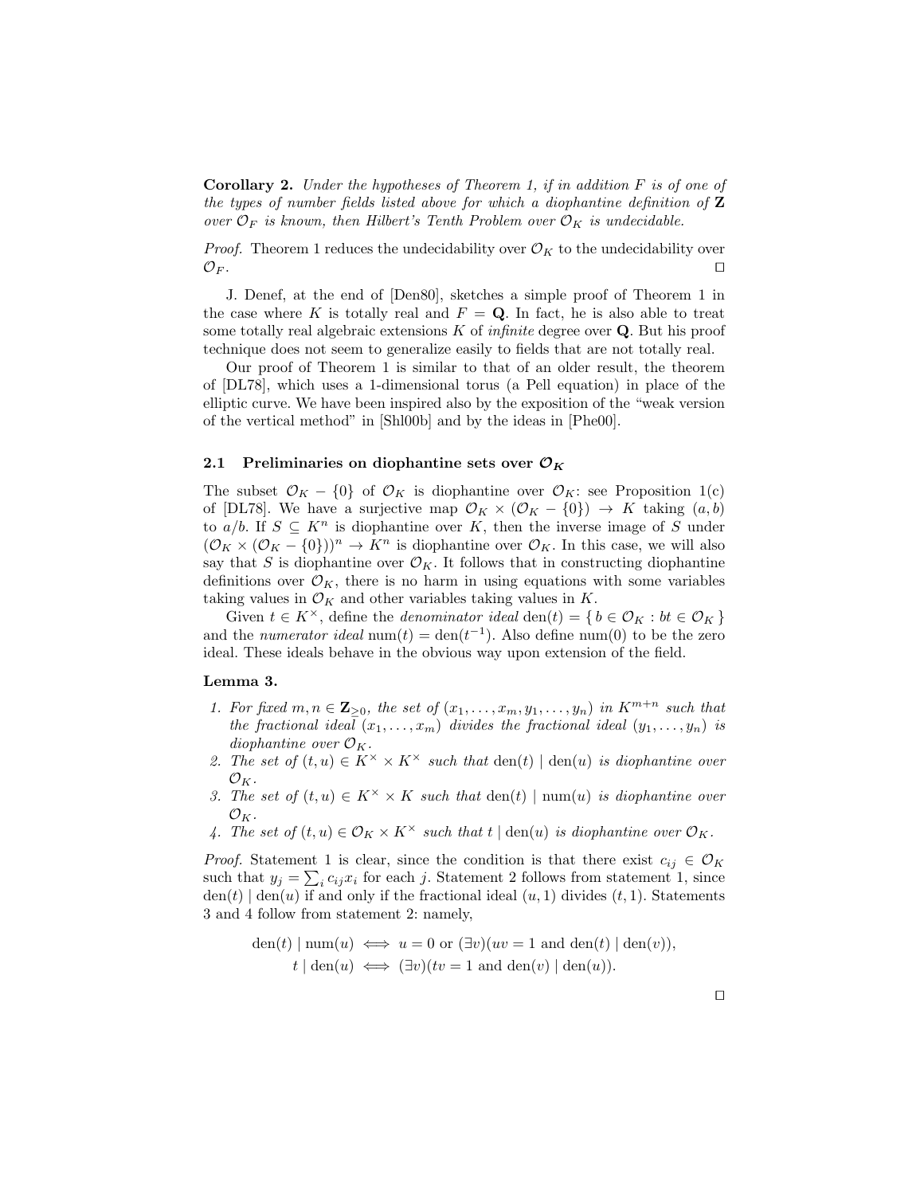**Corollary 2.** *Under the hypotheses of Theorem 1, if in addition $F$ is of one of the types of number fields listed above for which a diophantine definition of $\mathbf{Z}$ over $\mathcal{O}_F$ is known, then Hilbert's Tenth Problem over $\mathcal{O}_K$ is undecidable.*

*Proof.* Theorem 1 reduces the undecidability over $\mathcal{O}_K$ to the undecidability over $\mathcal{O}_F$. □

J. Denef, at the end of [Den80], sketches a simple proof of Theorem 1 in the case where $K$ is totally real and $F = \mathbf{Q}$. In fact, he is also able to treat some totally real algebraic extensions $K$ of *infinite* degree over $\mathbf{Q}$. But his proof technique does not seem to generalize easily to fields that are not totally real.

Our proof of Theorem 1 is similar to that of an older result, the theorem of [DL78], which uses a 1-dimensional torus (a Pell equation) in place of the elliptic curve. We have been inspired also by the exposition of the "weak version of the vertical method" in [Shl00b] and by the ideas in [Phe00].

### 2.1 Preliminaries on diophantine sets over $\mathcal{O}_K$

The subset $\mathcal{O}_K - \{0\}$ of $\mathcal{O}_K$ is diophantine over $\mathcal{O}_K$: see Proposition 1(c) of [DL78]. We have a surjective map $\mathcal{O}_K \times (\mathcal{O}_K - \{0\}) \to K$ taking $(a, b)$ to $a/b$. If $S \subseteq K^n$ is diophantine over $K$, then the inverse image of $S$ under $(\mathcal{O}_K \times (\mathcal{O}_K - \{0\}))^n \to K^n$ is diophantine over $\mathcal{O}_K$. In this case, we will also say that $S$ is diophantine over $\mathcal{O}_K$. It follows that in constructing diophantine definitions over $\mathcal{O}_K$, there is no harm in using equations with some variables taking values in $\mathcal{O}_K$ and other variables taking values in $K$.

Given $t \in K^\times$, define the *denominator ideal* $\operatorname{den}(t) = \{\, b \in \mathcal{O}_K : bt \in \mathcal{O}_K \,\}$ and the *numerator ideal* $\operatorname{num}(t) = \operatorname{den}(t^{-1})$. Also define $\operatorname{num}(0)$ to be the zero ideal. These ideals behave in the obvious way upon extension of the field.

**Lemma 3.**

1. *For fixed $m, n \in \mathbf{Z}_{\geq 0}$, the set of $(x_1, \ldots, x_m, y_1, \ldots, y_n)$ in $K^{m+n}$ such that the fractional ideal $(x_1, \ldots, x_m)$ divides the fractional ideal $(y_1, \ldots, y_n)$ is diophantine over $\mathcal{O}_K$.*
2. *The set of $(t, u) \in K^\times \times K^\times$ such that $\operatorname{den}(t) \mid \operatorname{den}(u)$ is diophantine over $\mathcal{O}_K$.*
3. *The set of $(t, u) \in K^\times \times K$ such that $\operatorname{den}(t) \mid \operatorname{num}(u)$ is diophantine over $\mathcal{O}_K$.*
4. *The set of $(t, u) \in \mathcal{O}_K \times K^\times$ such that $t \mid \operatorname{den}(u)$ is diophantine over $\mathcal{O}_K$.*

*Proof.* Statement 1 is clear, since the condition is that there exist $c_{ij} \in \mathcal{O}_K$ such that $y_j = \sum_i c_{ij} x_i$ for each $j$. Statement 2 follows from statement 1, since $\operatorname{den}(t) \mid \operatorname{den}(u)$ if and only if the fractional ideal $(u, 1)$ divides $(t, 1)$. Statements 3 and 4 follow from statement 2: namely,

$$\operatorname{den}(t) \mid \operatorname{num}(u) \iff u = 0 \text{ or } (\exists v)(uv = 1 \text{ and } \operatorname{den}(t) \mid \operatorname{den}(v)),$$
$$t \mid \operatorname{den}(u) \iff (\exists v)(tv = 1 \text{ and } \operatorname{den}(v) \mid \operatorname{den}(u)).$$

□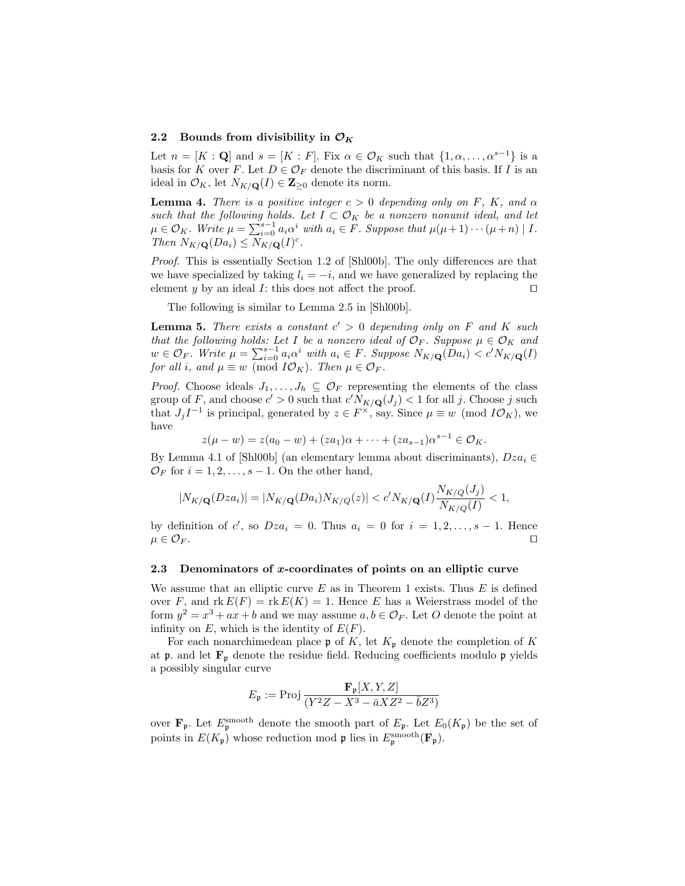### 2.2 Bounds from divisibility in $\mathcal{O}_K$

Let $n = [K : \mathbf{Q}]$ and $s = [K : F]$. Fix $\alpha \in \mathcal{O}_K$ such that $\{1, \alpha, \ldots, \alpha^{s-1}\}$ is a basis for $K$ over $F$. Let $D \in \mathcal{O}_F$ denote the discriminant of this basis. If $I$ is an ideal in $\mathcal{O}_K$, let $N_{K/\mathbf{Q}}(I) \in \mathbf{Z}_{\geq 0}$ denote its norm.

**Lemma 4.** *There is a positive integer $c > 0$ depending only on $F$, $K$, and $\alpha$ such that the following holds. Let $I \subset \mathcal{O}_K$ be a nonzero nonunit ideal, and let $\mu \in \mathcal{O}_K$. Write $\mu = \sum_{i=0}^{s-1} a_i \alpha^i$ with $a_i \in F$. Suppose that $\mu(\mu+1)\cdots(\mu+n) \mid I$. Then $N_{K/\mathbf{Q}}(Da_i) \leq N_{K/\mathbf{Q}}(I)^c$.*

*Proof.* This is essentially Section 1.2 of [Shl00b]. The only differences are that we have specialized by taking $l_i = -i$, and we have generalized by replacing the element $y$ by an ideal $I$: this does not affect the proof. ◻

The following is similar to Lemma 2.5 in [Shl00b].

**Lemma 5.** *There exists a constant $c' > 0$ depending only on $F$ and $K$ such that the following holds: Let $I$ be a nonzero ideal of $\mathcal{O}_F$. Suppose $\mu \in \mathcal{O}_K$ and $w \in \mathcal{O}_F$. Write $\mu = \sum_{i=0}^{s-1} a_i \alpha^i$ with $a_i \in F$. Suppose $N_{K/\mathbf{Q}}(Da_i) < c' N_{K/\mathbf{Q}}(I)$ for all $i$, and $\mu \equiv w \pmod{I\mathcal{O}_K}$. Then $\mu \in \mathcal{O}_F$.*

*Proof.* Choose ideals $J_1, \ldots, J_h \subseteq \mathcal{O}_F$ representing the elements of the class group of $F$, and choose $c' > 0$ such that $c' N_{K/\mathbf{Q}}(J_j) < 1$ for all $j$. Choose $j$ such that $J_j I^{-1}$ is principal, generated by $z \in F^\times$, say. Since $\mu \equiv w \pmod{I\mathcal{O}_K}$, we have

$$z(\mu - w) = z(a_0 - w) + (za_1)\alpha + \cdots + (za_{s-1})\alpha^{s-1} \in \mathcal{O}_K.$$

By Lemma 4.1 of [Shl00b] (an elementary lemma about discriminants), $Dza_i \in \mathcal{O}_F$ for $i = 1, 2, \ldots, s-1$. On the other hand,

$$|N_{K/\mathbf{Q}}(Dza_i)| = |N_{K/\mathbf{Q}}(Da_i) N_{K/Q}(z)| < c' N_{K/\mathbf{Q}}(I) \frac{N_{K/Q}(J_j)}{N_{K/Q}(I)} < 1,$$

by definition of $c'$, so $Dza_i = 0$. Thus $a_i = 0$ for $i = 1, 2, \ldots, s-1$. Hence $\mu \in \mathcal{O}_F$. ◻

### 2.3 Denominators of $x$-coordinates of points on an elliptic curve

We assume that an elliptic curve $E$ as in Theorem 1 exists. Thus $E$ is defined over $F$, and $\operatorname{rk} E(F) = \operatorname{rk} E(K) = 1$. Hence $E$ has a Weierstrass model of the form $y^2 = x^3 + ax + b$ and we may assume $a, b \in \mathcal{O}_F$. Let $O$ denote the point at infinity on $E$, which is the identity of $E(F)$.

For each nonarchimedean place $\mathfrak{p}$ of $K$, let $K_\mathfrak{p}$ denote the completion of $K$ at $\mathfrak{p}$. and let $\mathbf{F}_\mathfrak{p}$ denote the residue field. Reducing coefficients modulo $\mathfrak{p}$ yields a possibly singular curve

$$E_\mathfrak{p} := \operatorname{Proj} \frac{\mathbf{F}_\mathfrak{p}[X, Y, Z]}{(Y^2 Z - X^3 - \bar{a} X Z^2 - \bar{b} Z^3)}$$

over $\mathbf{F}_\mathfrak{p}$. Let $E_\mathfrak{p}^{\text{smooth}}$ denote the smooth part of $E_\mathfrak{p}$. Let $E_0(K_\mathfrak{p})$ be the set of points in $E(K_\mathfrak{p})$ whose reduction mod $\mathfrak{p}$ lies in $E_\mathfrak{p}^{\text{smooth}}(\mathbf{F}_\mathfrak{p})$.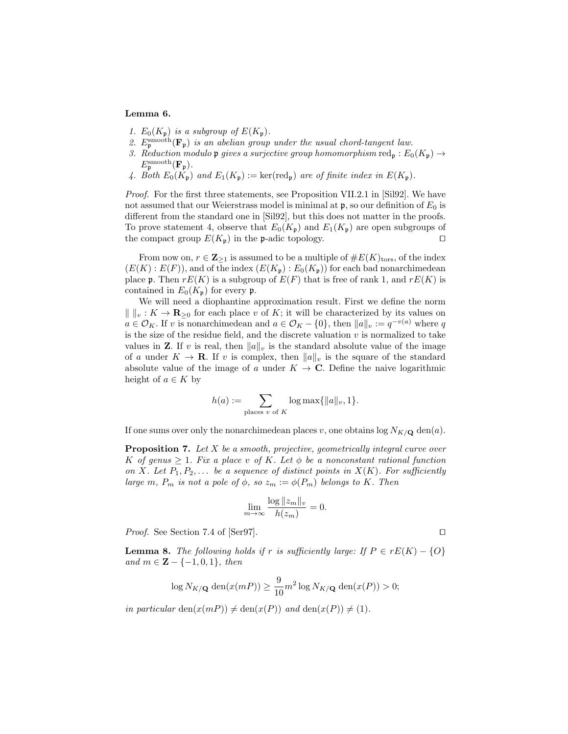**Lemma 6.**

1. *$E_0(K_\mathfrak{p})$ is a subgroup of $E(K_\mathfrak{p})$.*
2. *$E_\mathfrak{p}^{\mathrm{smooth}}(\mathbf{F}_\mathfrak{p})$ is an abelian group under the usual chord-tangent law.*
3. *Reduction modulo $\mathfrak{p}$ gives a surjective group homomorphism $\mathrm{red}_\mathfrak{p} : E_0(K_\mathfrak{p}) \to E_\mathfrak{p}^{\mathrm{smooth}}(\mathbf{F}_\mathfrak{p})$.*
4. *Both $E_0(K_\mathfrak{p})$ and $E_1(K_\mathfrak{p}) := \ker(\mathrm{red}_\mathfrak{p})$ are of finite index in $E(K_\mathfrak{p})$.*

*Proof.* For the first three statements, see Proposition VII.2.1 in [Sil92]. We have not assumed that our Weierstrass model is minimal at $\mathfrak{p}$, so our definition of $E_0$ is different from the standard one in [Sil92], but this does not matter in the proofs. To prove statement 4, observe that $E_0(K_\mathfrak{p})$ and $E_1(K_\mathfrak{p})$ are open subgroups of the compact group $E(K_\mathfrak{p})$ in the $\mathfrak{p}$-adic topology. ◻

From now on, $r \in \mathbf{Z}_{\geq 1}$ is assumed to be a multiple of $\#E(K)_{\mathrm{tors}}$, of the index $(E(K) : E(F))$, and of the index $(E(K_\mathfrak{p}) : E_0(K_\mathfrak{p}))$ for each bad nonarchimedean place $\mathfrak{p}$. Then $rE(K)$ is a subgroup of $E(F)$ that is free of rank 1, and $rE(K)$ is contained in $E_0(K_\mathfrak{p})$ for every $\mathfrak{p}$.

We will need a diophantine approximation result. First we define the norm $\| \, \|_v : K \to \mathbf{R}_{\geq 0}$ for each place $v$ of $K$; it will be characterized by its values on $a \in \mathcal{O}_K$. If $v$ is nonarchimedean and $a \in \mathcal{O}_K - \{0\}$, then $\|a\|_v := q^{-v(a)}$ where $q$ is the size of the residue field, and the discrete valuation $v$ is normalized to take values in $\mathbf{Z}$. If $v$ is real, then $\|a\|_v$ is the standard absolute value of the image of $a$ under $K \to \mathbf{R}$. If $v$ is complex, then $\|a\|_v$ is the square of the standard absolute value of the image of $a$ under $K \to \mathbf{C}$. Define the naive logarithmic height of $a \in K$ by

$$h(a) := \sum_{\text{places } v \text{ of } K} \log \max\{\|a\|_v, 1\}.$$

If one sums over only the nonarchimedean places $v$, one obtains $\log N_{K/\mathbf{Q}} \operatorname{den}(a)$.

**Proposition 7.** *Let $X$ be a smooth, projective, geometrically integral curve over $K$ of genus $\geq 1$. Fix a place $v$ of $K$. Let $\phi$ be a nonconstant rational function on $X$. Let $P_1, P_2, \ldots$ be a sequence of distinct points in $X(K)$. For sufficiently large $m$, $P_m$ is not a pole of $\phi$, so $z_m := \phi(P_m)$ belongs to $K$. Then*

$$\lim_{m \to \infty} \frac{\log \|z_m\|_v}{h(z_m)} = 0.$$

*Proof.* See Section 7.4 of [Ser97]. ◻

**Lemma 8.** *The following holds if $r$ is sufficiently large: If $P \in rE(K) - \{O\}$ and $m \in \mathbf{Z} - \{-1, 0, 1\}$, then*

$$\log N_{K/\mathbf{Q}} \operatorname{den}(x(mP)) \geq \frac{9}{10} m^2 \log N_{K/\mathbf{Q}} \operatorname{den}(x(P)) > 0;$$

*in particular $\operatorname{den}(x(mP)) \neq \operatorname{den}(x(P))$ and $\operatorname{den}(x(P)) \neq (1)$.*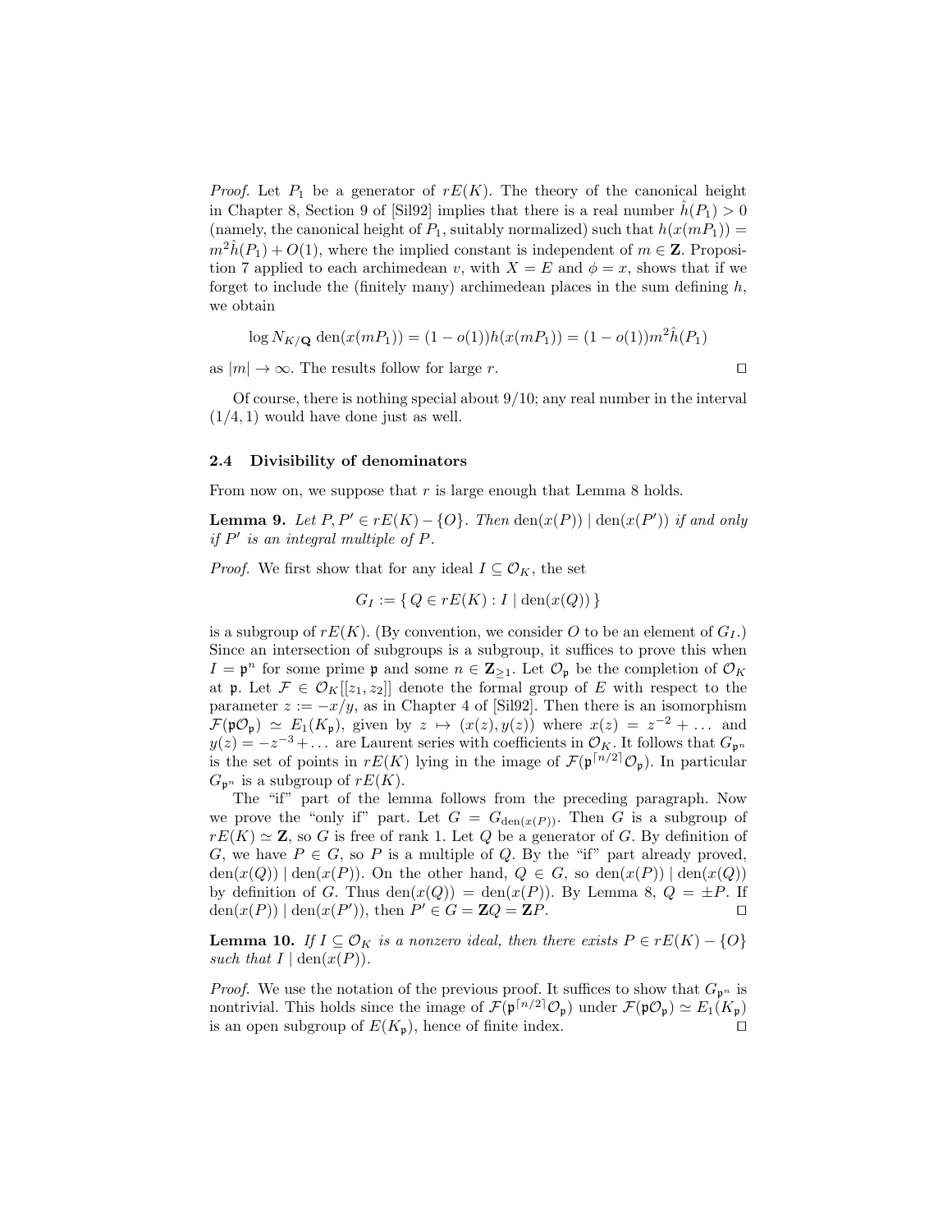*Proof.* Let $P_1$ be a generator of $rE(K)$. The theory of the canonical height in Chapter 8, Section 9 of [Sil92] implies that there is a real number $\hat{h}(P_1) > 0$ (namely, the canonical height of $P_1$, suitably normalized) such that $h(x(mP_1)) = m^2\hat{h}(P_1) + O(1)$, where the implied constant is independent of $m \in \mathbf{Z}$. Proposition 7 applied to each archimedean $v$, with $X = E$ and $\phi = x$, shows that if we forget to include the (finitely many) archimedean places in the sum defining $h$, we obtain

$$\log N_{K/\mathbf{Q}} \operatorname{den}(x(mP_1)) = (1 - o(1))h(x(mP_1)) = (1 - o(1))m^2\hat{h}(P_1)$$

as $|m| \to \infty$. The results follow for large $r$. $\square$

Of course, there is nothing special about $9/10$; any real number in the interval $(1/4, 1)$ would have done just as well.

### 2.4 Divisibility of denominators

From now on, we suppose that $r$ is large enough that Lemma 8 holds.

**Lemma 9.** *Let $P, P' \in rE(K) - \{O\}$. Then $\operatorname{den}(x(P)) \mid \operatorname{den}(x(P'))$ if and only if $P'$ is an integral multiple of $P$.*

*Proof.* We first show that for any ideal $I \subseteq \mathcal{O}_K$, the set

$$G_I := \{\, Q \in rE(K) : I \mid \operatorname{den}(x(Q)) \,\}$$

is a subgroup of $rE(K)$. (By convention, we consider $O$ to be an element of $G_I$.) Since an intersection of subgroups is a subgroup, it suffices to prove this when $I = \mathfrak{p}^n$ for some prime $\mathfrak{p}$ and some $n \in \mathbf{Z}_{\geq 1}$. Let $\mathcal{O}_\mathfrak{p}$ be the completion of $\mathcal{O}_K$ at $\mathfrak{p}$. Let $\mathcal{F} \in \mathcal{O}_K[[z_1, z_2]]$ denote the formal group of $E$ with respect to the parameter $z := -x/y$, as in Chapter 4 of [Sil92]. Then there is an isomorphism $\mathcal{F}(\mathfrak{p}\mathcal{O}_\mathfrak{p}) \simeq E_1(K_\mathfrak{p})$, given by $z \mapsto (x(z), y(z))$ where $x(z) = z^{-2} + \dots$ and $y(z) = -z^{-3} + \dots$ are Laurent series with coefficients in $\mathcal{O}_K$. It follows that $G_{\mathfrak{p}^n}$ is the set of points in $rE(K)$ lying in the image of $\mathcal{F}(\mathfrak{p}^{\lceil n/2 \rceil}\mathcal{O}_\mathfrak{p})$. In particular $G_{\mathfrak{p}^n}$ is a subgroup of $rE(K)$.

The "if" part of the lemma follows from the preceding paragraph. Now we prove the "only if" part. Let $G = G_{\operatorname{den}(x(P))}$. Then $G$ is a subgroup of $rE(K) \simeq \mathbf{Z}$, so $G$ is free of rank 1. Let $Q$ be a generator of $G$. By definition of $G$, we have $P \in G$, so $P$ is a multiple of $Q$. By the "if" part already proved, $\operatorname{den}(x(Q)) \mid \operatorname{den}(x(P))$. On the other hand, $Q \in G$, so $\operatorname{den}(x(P)) \mid \operatorname{den}(x(Q))$ by definition of $G$. Thus $\operatorname{den}(x(Q)) = \operatorname{den}(x(P))$. By Lemma 8, $Q = \pm P$. If $\operatorname{den}(x(P)) \mid \operatorname{den}(x(P'))$, then $P' \in G = \mathbf{Z}Q = \mathbf{Z}P$. $\square$

**Lemma 10.** *If $I \subseteq \mathcal{O}_K$ is a nonzero ideal, then there exists $P \in rE(K) - \{O\}$ such that $I \mid \operatorname{den}(x(P))$.*

*Proof.* We use the notation of the previous proof. It suffices to show that $G_{\mathfrak{p}^n}$ is nontrivial. This holds since the image of $\mathcal{F}(\mathfrak{p}^{\lceil n/2 \rceil}\mathcal{O}_\mathfrak{p})$ under $\mathcal{F}(\mathfrak{p}\mathcal{O}_\mathfrak{p}) \simeq E_1(K_\mathfrak{p})$ is an open subgroup of $E(K_\mathfrak{p})$, hence of finite index. $\square$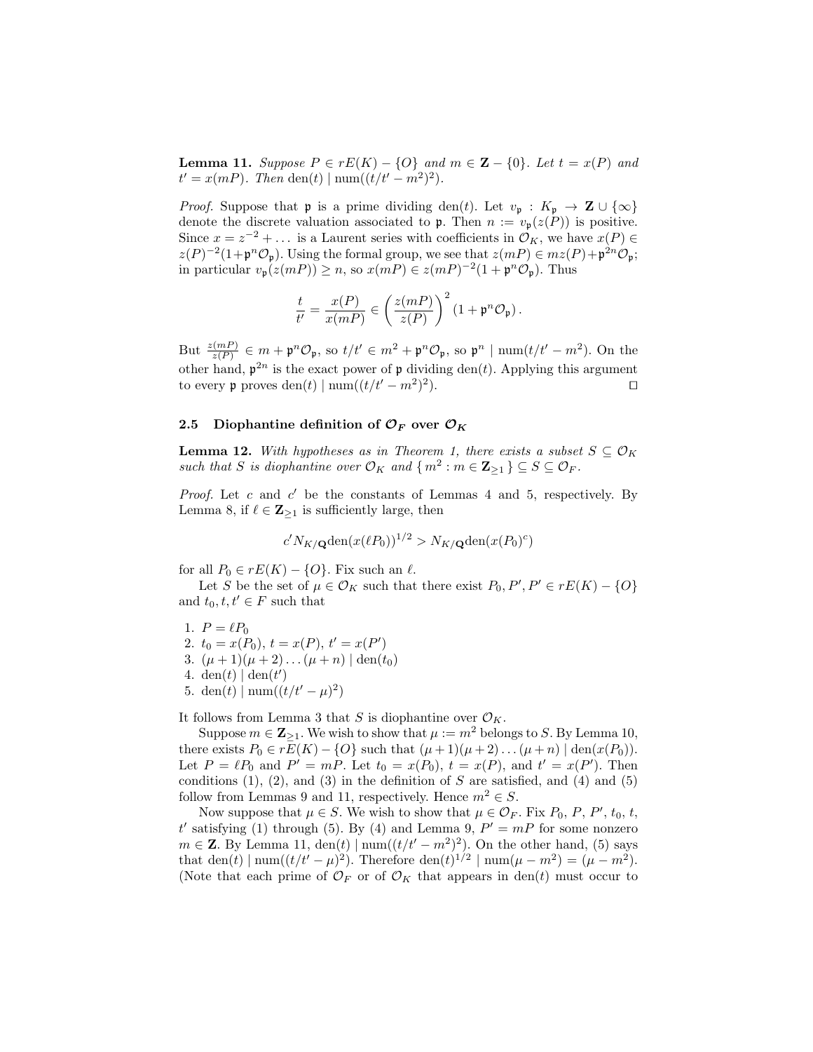**Lemma 11.** *Suppose $P \in rE(K) - \{O\}$ and $m \in \mathbf{Z} - \{0\}$. Let $t = x(P)$ and $t' = x(mP)$. Then $\operatorname{den}(t) \mid \operatorname{num}((t/t' - m^2)^2)$.*

*Proof.* Suppose that $\mathfrak{p}$ is a prime dividing $\operatorname{den}(t)$. Let $v_{\mathfrak{p}} : K_{\mathfrak{p}} \to \mathbf{Z} \cup \{\infty\}$ denote the discrete valuation associated to $\mathfrak{p}$. Then $n := v_{\mathfrak{p}}(z(P))$ is positive. Since $x = z^{-2} + \dots$ is a Laurent series with coefficients in $\mathcal{O}_K$, we have $x(P) \in z(P)^{-2}(1+\mathfrak{p}^n\mathcal{O}_{\mathfrak{p}})$. Using the formal group, we see that $z(mP) \in mz(P) + \mathfrak{p}^{2n}\mathcal{O}_{\mathfrak{p}}$; in particular $v_{\mathfrak{p}}(z(mP)) \geq n$, so $x(mP) \in z(mP)^{-2}(1 + \mathfrak{p}^n\mathcal{O}_{\mathfrak{p}})$. Thus

$$\frac{t}{t'} = \frac{x(P)}{x(mP)} \in \left(\frac{z(mP)}{z(P)}\right)^2 (1 + \mathfrak{p}^n\mathcal{O}_{\mathfrak{p}}).$$

But $\frac{z(mP)}{z(P)} \in m + \mathfrak{p}^n\mathcal{O}_{\mathfrak{p}}$, so $t/t' \in m^2 + \mathfrak{p}^n\mathcal{O}_{\mathfrak{p}}$, so $\mathfrak{p}^n \mid \operatorname{num}(t/t' - m^2)$. On the other hand, $\mathfrak{p}^{2n}$ is the exact power of $\mathfrak{p}$ dividing $\operatorname{den}(t)$. Applying this argument to every $\mathfrak{p}$ proves $\operatorname{den}(t) \mid \operatorname{num}((t/t' - m^2)^2)$. □

### 2.5 Diophantine definition of $\mathcal{O}_F$ over $\mathcal{O}_K$

**Lemma 12.** *With hypotheses as in Theorem 1, there exists a subset $S \subseteq \mathcal{O}_K$ such that $S$ is diophantine over $\mathcal{O}_K$ and $\{\, m^2 : m \in \mathbf{Z}_{\geq 1} \,\} \subseteq S \subseteq \mathcal{O}_F$.*

*Proof.* Let $c$ and $c'$ be the constants of Lemmas 4 and 5, respectively. By Lemma 8, if $\ell \in \mathbf{Z}_{\geq 1}$ is sufficiently large, then

$$c' N_{K/\mathbf{Q}} \operatorname{den}(x(\ell P_0))^{1/2} > N_{K/\mathbf{Q}} \operatorname{den}(x(P_0)^c)$$

for all $P_0 \in rE(K) - \{O\}$. Fix such an $\ell$.

Let $S$ be the set of $\mu \in \mathcal{O}_K$ such that there exist $P_0, P', P' \in rE(K) - \{O\}$ and $t_0, t, t' \in F$ such that

1. $P = \ell P_0$
2. $t_0 = x(P_0)$, $t = x(P)$, $t' = x(P')$
3. $(\mu+1)(\mu+2)\dots(\mu+n) \mid \operatorname{den}(t_0)$
4. $\operatorname{den}(t) \mid \operatorname{den}(t')$
5. $\operatorname{den}(t) \mid \operatorname{num}((t/t' - \mu)^2)$

It follows from Lemma 3 that $S$ is diophantine over $\mathcal{O}_K$.

Suppose $m \in \mathbf{Z}_{\geq 1}$. We wish to show that $\mu := m^2$ belongs to $S$. By Lemma 10, there exists $P_0 \in rE(K) - \{O\}$ such that $(\mu+1)(\mu+2)\dots(\mu+n) \mid \operatorname{den}(x(P_0))$. Let $P = \ell P_0$ and $P' = mP$. Let $t_0 = x(P_0)$, $t = x(P)$, and $t' = x(P')$. Then conditions (1), (2), and (3) in the definition of $S$ are satisfied, and (4) and (5) follow from Lemmas 9 and 11, respectively. Hence $m^2 \in S$.

Now suppose that $\mu \in S$. We wish to show that $\mu \in \mathcal{O}_F$. Fix $P_0$, $P$, $P'$, $t_0$, $t$, $t'$ satisfying (1) through (5). By (4) and Lemma 9, $P' = mP$ for some nonzero $m \in \mathbf{Z}$. By Lemma 11, $\operatorname{den}(t) \mid \operatorname{num}((t/t' - m^2)^2)$. On the other hand, (5) says that $\operatorname{den}(t) \mid \operatorname{num}((t/t' - \mu)^2)$. Therefore $\operatorname{den}(t)^{1/2} \mid \operatorname{num}(\mu - m^2) = (\mu - m^2)$. (Note that each prime of $\mathcal{O}_F$ or of $\mathcal{O}_K$ that appears in $\operatorname{den}(t)$ must occur to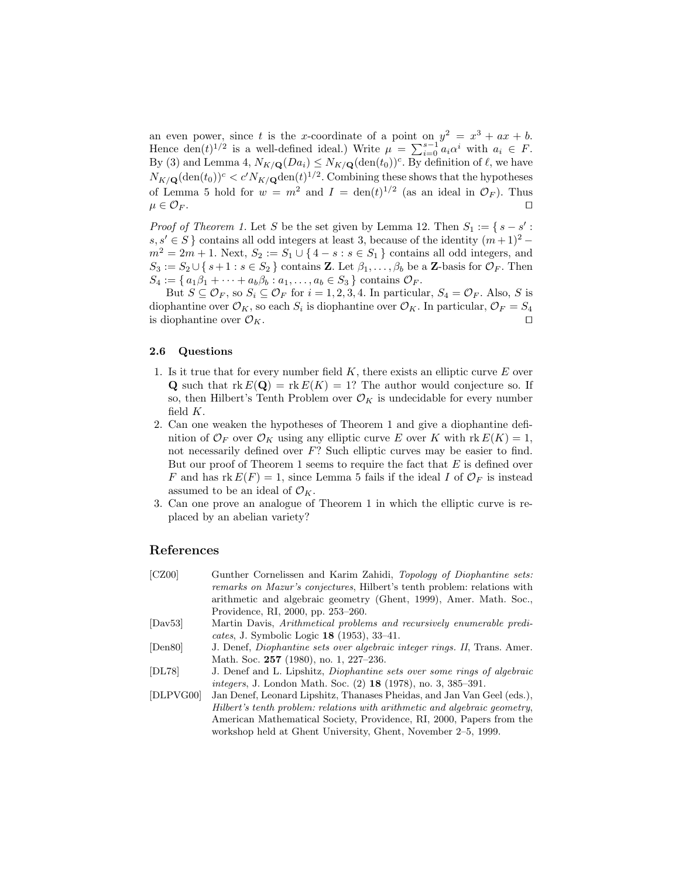an even power, since $t$ is the $x$-coordinate of a point on $y^2 = x^3 + ax + b$. Hence $\operatorname{den}(t)^{1/2}$ is a well-defined ideal.) Write $\mu = \sum_{i=0}^{s-1} a_i \alpha^i$ with $a_i \in F$. By (3) and Lemma 4, $N_{K/\mathbf{Q}}(Da_i) \leq N_{K/\mathbf{Q}}(\operatorname{den}(t_0))^c$. By definition of $\ell$, we have $N_{K/\mathbf{Q}}(\operatorname{den}(t_0))^c < c' N_{K/\mathbf{Q}} \operatorname{den}(t)^{1/2}$. Combining these shows that the hypotheses of Lemma 5 hold for $w = m^2$ and $I = \operatorname{den}(t)^{1/2}$ (as an ideal in $\mathcal{O}_F$). Thus $\mu \in \mathcal{O}_F$. ◻

*Proof of Theorem 1.* Let $S$ be the set given by Lemma 12. Then $S_1 := \{ s - s' : s, s' \in S \}$ contains all odd integers at least 3, because of the identity $(m+1)^2 - m^2 = 2m + 1$. Next, $S_2 := S_1 \cup \{ 4 - s : s \in S_1 \}$ contains all odd integers, and $S_3 := S_2 \cup \{ s + 1 : s \in S_2 \}$ contains $\mathbf{Z}$. Let $\beta_1, \ldots, \beta_b$ be a $\mathbf{Z}$-basis for $\mathcal{O}_F$. Then $S_4 := \{ a_1\beta_1 + \cdots + a_b\beta_b : a_1, \ldots, a_b \in S_3 \}$ contains $\mathcal{O}_F$.

But $S \subseteq \mathcal{O}_F$, so $S_i \subseteq \mathcal{O}_F$ for $i = 1, 2, 3, 4$. In particular, $S_4 = \mathcal{O}_F$. Also, $S$ is diophantine over $\mathcal{O}_K$, so each $S_i$ is diophantine over $\mathcal{O}_K$. In particular, $\mathcal{O}_F = S_4$ is diophantine over $\mathcal{O}_K$. ◻

### 2.6 Questions

1. Is it true that for every number field $K$, there exists an elliptic curve $E$ over $\mathbf{Q}$ such that $\operatorname{rk} E(\mathbf{Q}) = \operatorname{rk} E(K) = 1$? The author would conjecture so. If so, then Hilbert's Tenth Problem over $\mathcal{O}_K$ is undecidable for every number field $K$.
2. Can one weaken the hypotheses of Theorem 1 and give a diophantine definition of $\mathcal{O}_F$ over $\mathcal{O}_K$ using any elliptic curve $E$ over $K$ with $\operatorname{rk} E(K) = 1$, not necessarily defined over $F$? Such elliptic curves may be easier to find. But our proof of Theorem 1 seems to require the fact that $E$ is defined over $F$ and has $\operatorname{rk} E(F) = 1$, since Lemma 5 fails if the ideal $I$ of $\mathcal{O}_F$ is instead assumed to be an ideal of $\mathcal{O}_K$.
3. Can one prove an analogue of Theorem 1 in which the elliptic curve is replaced by an abelian variety?

## References

[CZ00] Gunther Cornelissen and Karim Zahidi, *Topology of Diophantine sets: remarks on Mazur's conjectures*, Hilbert's tenth problem: relations with arithmetic and algebraic geometry (Ghent, 1999), Amer. Math. Soc., Providence, RI, 2000, pp. 253–260.

[Dav53] Martin Davis, *Arithmetical problems and recursively enumerable predicates*, J. Symbolic Logic **18** (1953), 33–41.

[Den80] J. Denef, *Diophantine sets over algebraic integer rings. II*, Trans. Amer. Math. Soc. **257** (1980), no. 1, 227–236.

[DL78] J. Denef and L. Lipshitz, *Diophantine sets over some rings of algebraic integers*, J. London Math. Soc. (2) **18** (1978), no. 3, 385–391.

[DLPVG00] Jan Denef, Leonard Lipshitz, Thanases Pheidas, and Jan Van Geel (eds.), *Hilbert's tenth problem: relations with arithmetic and algebraic geometry*, American Mathematical Society, Providence, RI, 2000, Papers from the workshop held at Ghent University, Ghent, November 2–5, 1999.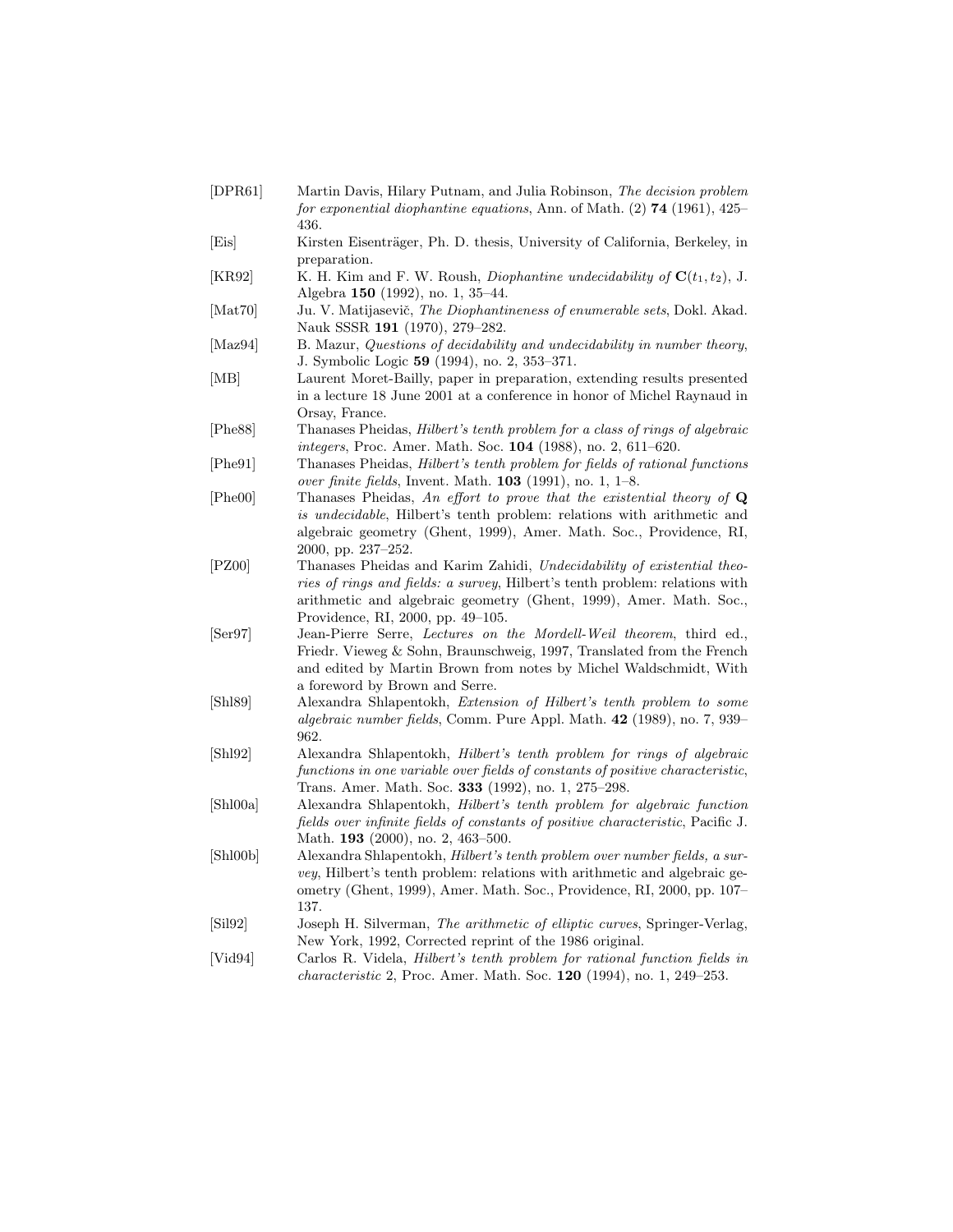[DPR61] Martin Davis, Hilary Putnam, and Julia Robinson, *The decision problem for exponential diophantine equations*, Ann. of Math. (2) **74** (1961), 425–436.

[Eis] Kirsten Eisenträger, Ph. D. thesis, University of California, Berkeley, in preparation.

[KR92] K. H. Kim and F. W. Roush, *Diophantine undecidability of* $\mathbf{C}(t_1, t_2)$, J. Algebra **150** (1992), no. 1, 35–44.

[Mat70] Ju. V. Matijasevič, *The Diophantineness of enumerable sets*, Dokl. Akad. Nauk SSSR **191** (1970), 279–282.

[Maz94] B. Mazur, *Questions of decidability and undecidability in number theory*, J. Symbolic Logic **59** (1994), no. 2, 353–371.

[MB] Laurent Moret-Bailly, paper in preparation, extending results presented in a lecture 18 June 2001 at a conference in honor of Michel Raynaud in Orsay, France.

[Phe88] Thanases Pheidas, *Hilbert's tenth problem for a class of rings of algebraic integers*, Proc. Amer. Math. Soc. **104** (1988), no. 2, 611–620.

[Phe91] Thanases Pheidas, *Hilbert's tenth problem for fields of rational functions over finite fields*, Invent. Math. **103** (1991), no. 1, 1–8.

[Phe00] Thanases Pheidas, *An effort to prove that the existential theory of* $\mathbf{Q}$ *is undecidable*, Hilbert's tenth problem: relations with arithmetic and algebraic geometry (Ghent, 1999), Amer. Math. Soc., Providence, RI, 2000, pp. 237–252.

[PZ00] Thanases Pheidas and Karim Zahidi, *Undecidability of existential theories of rings and fields: a survey*, Hilbert's tenth problem: relations with arithmetic and algebraic geometry (Ghent, 1999), Amer. Math. Soc., Providence, RI, 2000, pp. 49–105.

[Ser97] Jean-Pierre Serre, *Lectures on the Mordell-Weil theorem*, third ed., Friedr. Vieweg & Sohn, Braunschweig, 1997, Translated from the French and edited by Martin Brown from notes by Michel Waldschmidt, With a foreword by Brown and Serre.

[Shl89] Alexandra Shlapentokh, *Extension of Hilbert's tenth problem to some algebraic number fields*, Comm. Pure Appl. Math. **42** (1989), no. 7, 939–962.

[Shl92] Alexandra Shlapentokh, *Hilbert's tenth problem for rings of algebraic functions in one variable over fields of constants of positive characteristic*, Trans. Amer. Math. Soc. **333** (1992), no. 1, 275–298.

[Shl00a] Alexandra Shlapentokh, *Hilbert's tenth problem for algebraic function fields over infinite fields of constants of positive characteristic*, Pacific J. Math. **193** (2000), no. 2, 463–500.

[Shl00b] Alexandra Shlapentokh, *Hilbert's tenth problem over number fields, a survey*, Hilbert's tenth problem: relations with arithmetic and algebraic geometry (Ghent, 1999), Amer. Math. Soc., Providence, RI, 2000, pp. 107–137.

[Sil92] Joseph H. Silverman, *The arithmetic of elliptic curves*, Springer-Verlag, New York, 1992, Corrected reprint of the 1986 original.

[Vid94] Carlos R. Videla, *Hilbert's tenth problem for rational function fields in characteristic* 2, Proc. Amer. Math. Soc. **120** (1994), no. 1, 249–253.